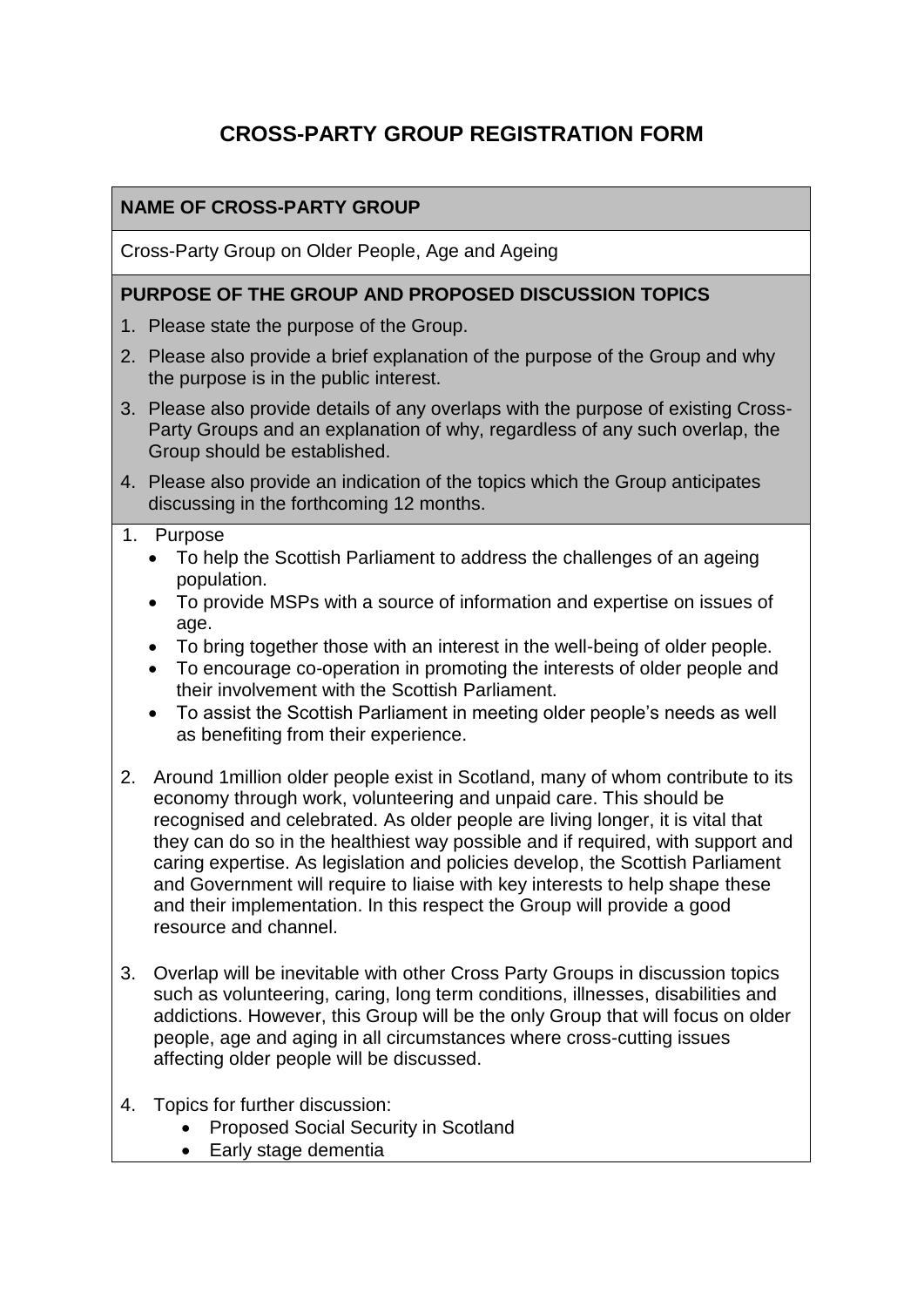# CROSS-PARTY GROUP REGISTRATION FORM

**NAME OF CROSS-PARTY GROUP**

Cross-Party Group on Older People, Age and Ageing

**PURPOSE OF THE GROUP AND PROPOSED DISCUSSION TOPICS**

1. Please state the purpose of the Group.
2. Please also provide a brief explanation of the purpose of the Group and why the purpose is in the public interest.
3. Please also provide details of any overlaps with the purpose of existing Cross-Party Groups and an explanation of why, regardless of any such overlap, the Group should be established.
4. Please also provide an indication of the topics which the Group anticipates discussing in the forthcoming 12 months.

1. Purpose
   - To help the Scottish Parliament to address the challenges of an ageing population.
   - To provide MSPs with a source of information and expertise on issues of age.
   - To bring together those with an interest in the well-being of older people.
   - To encourage co-operation in promoting the interests of older people and their involvement with the Scottish Parliament.
   - To assist the Scottish Parliament in meeting older people's needs as well as benefiting from their experience.

2. Around 1million older people exist in Scotland, many of whom contribute to its economy through work, volunteering and unpaid care. This should be recognised and celebrated. As older people are living longer, it is vital that they can do so in the healthiest way possible and if required, with support and caring expertise. As legislation and policies develop, the Scottish Parliament and Government will require to liaise with key interests to help shape these and their implementation. In this respect the Group will provide a good resource and channel.

3. Overlap will be inevitable with other Cross Party Groups in discussion topics such as volunteering, caring, long term conditions, illnesses, disabilities and addictions. However, this Group will be the only Group that will focus on older people, age and aging in all circumstances where cross-cutting issues affecting older people will be discussed.

4. Topics for further discussion:
   - Proposed Social Security in Scotland
   - Early stage dementia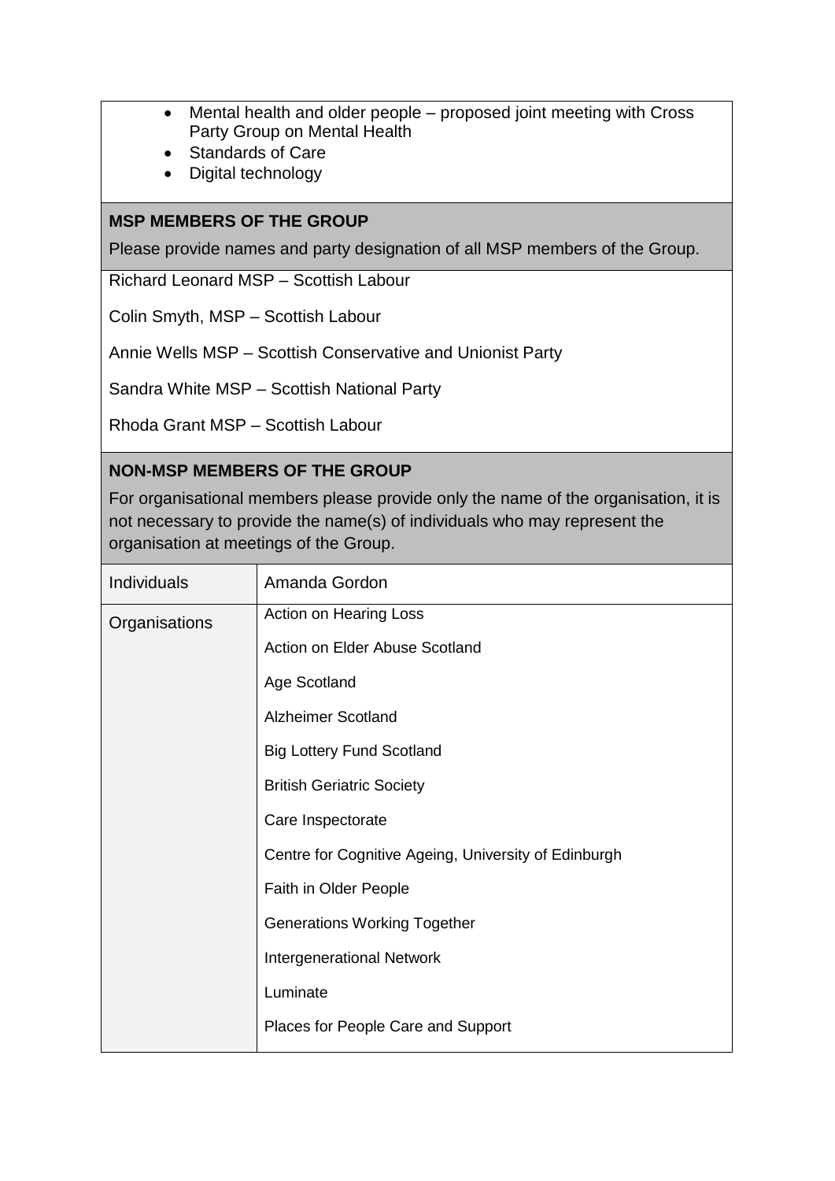- Mental health and older people – proposed joint meeting with Cross Party Group on Mental Health
- Standards of Care
- Digital technology

**MSP MEMBERS OF THE GROUP**

Please provide names and party designation of all MSP members of the Group.

Richard Leonard MSP – Scottish Labour

Colin Smyth, MSP – Scottish Labour

Annie Wells MSP – Scottish Conservative and Unionist Party

Sandra White MSP – Scottish National Party

Rhoda Grant MSP – Scottish Labour

**NON-MSP MEMBERS OF THE GROUP**

For organisational members please provide only the name of the organisation, it is not necessary to provide the name(s) of individuals who may represent the organisation at meetings of the Group.

| | |
|---|---|
| Individuals | Amanda Gordon |
| Organisations | Action on Hearing Loss |
| | Action on Elder Abuse Scotland |
| | Age Scotland |
| | Alzheimer Scotland |
| | Big Lottery Fund Scotland |
| | British Geriatric Society |
| | Care Inspectorate |
| | Centre for Cognitive Ageing, University of Edinburgh |
| | Faith in Older People |
| | Generations Working Together |
| | Intergenerational Network |
| | Luminate |
| | Places for People Care and Support |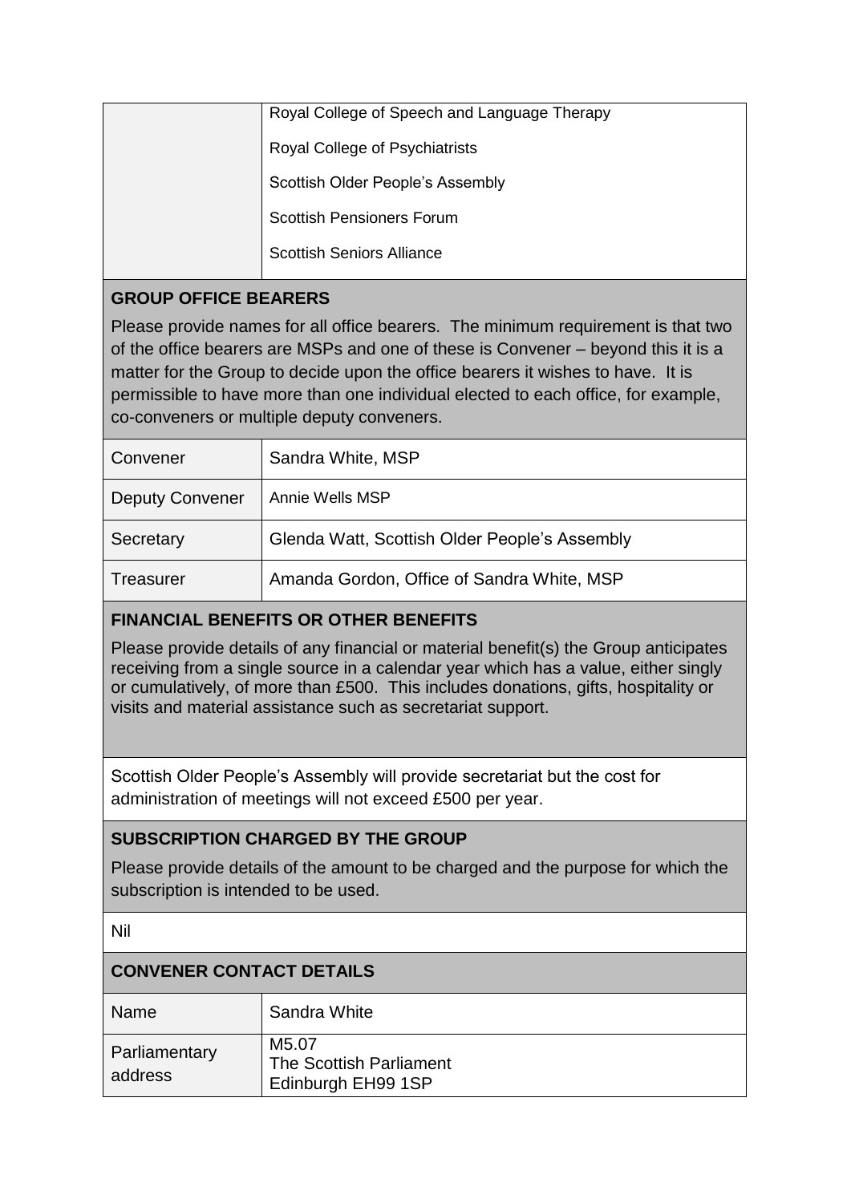| | |
|---|---|
| | Royal College of Speech and Language Therapy<br><br>Royal College of Psychiatrists<br><br>Scottish Older People's Assembly<br><br>Scottish Pensioners Forum<br><br>Scottish Seniors Alliance |

## GROUP OFFICE BEARERS

Please provide names for all office bearers. The minimum requirement is that two of the office bearers are MSPs and one of these is Convener – beyond this it is a matter for the Group to decide upon the office bearers it wishes to have. It is permissible to have more than one individual elected to each office, for example, co-conveners or multiple deputy conveners.

| | |
|---|---|
| Convener | Sandra White, MSP |
| Deputy Convener | Annie Wells MSP |
| Secretary | Glenda Watt, Scottish Older People's Assembly |
| Treasurer | Amanda Gordon, Office of Sandra White, MSP |

## FINANCIAL BENEFITS OR OTHER BENEFITS

Please provide details of any financial or material benefit(s) the Group anticipates receiving from a single source in a calendar year which has a value, either singly or cumulatively, of more than £500. This includes donations, gifts, hospitality or visits and material assistance such as secretariat support.

Scottish Older People's Assembly will provide secretariat but the cost for administration of meetings will not exceed £500 per year.

## SUBSCRIPTION CHARGED BY THE GROUP

Please provide details of the amount to be charged and the purpose for which the subscription is intended to be used.

Nil

## CONVENER CONTACT DETAILS

| | |
|---|---|
| Name | Sandra White |
| Parliamentary address | M5.07<br>The Scottish Parliament<br>Edinburgh EH99 1SP |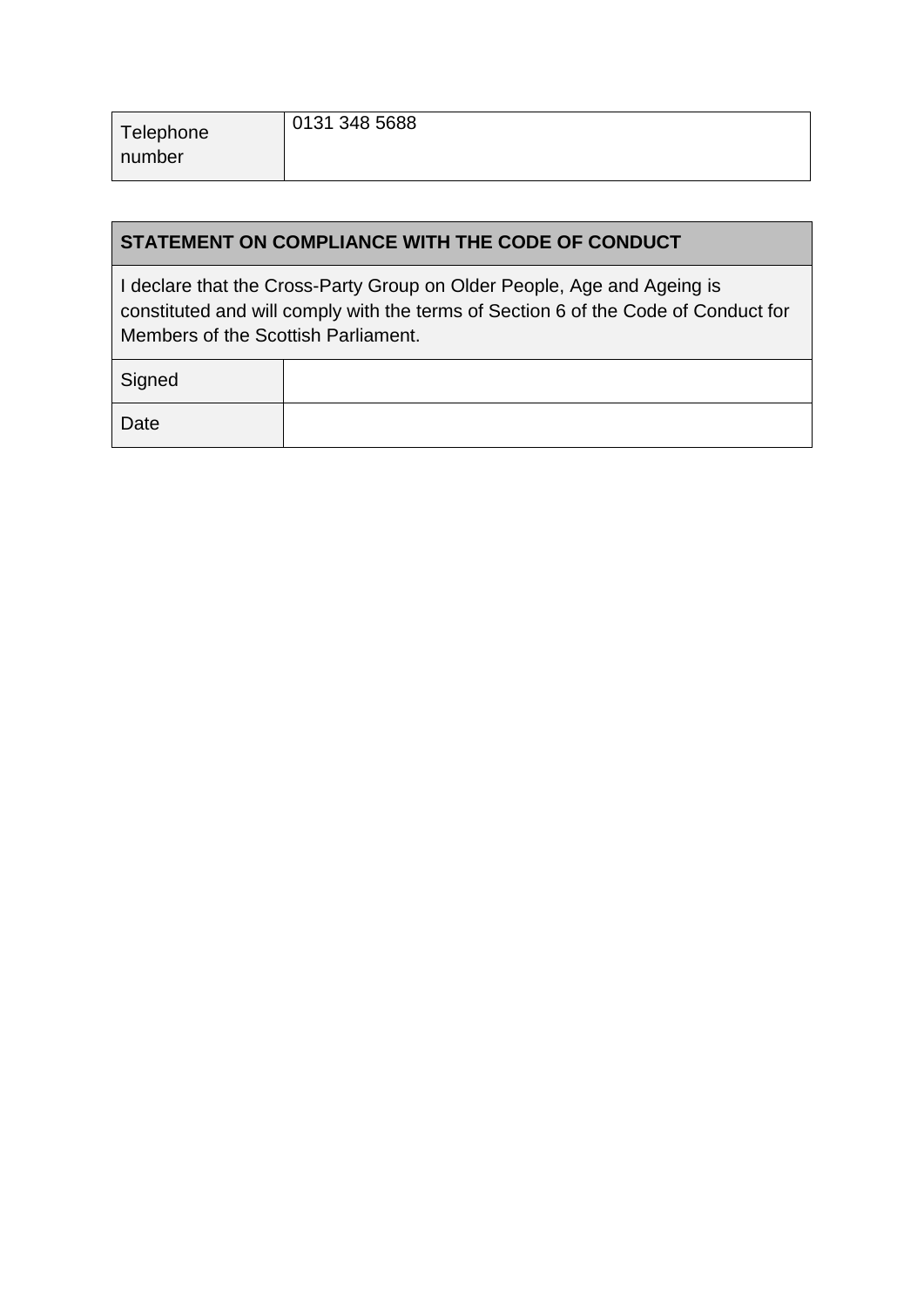| | |
|---|---|
| Telephone number | 0131 348 5688 |

| | |
|---|---|
| **STATEMENT ON COMPLIANCE WITH THE CODE OF CONDUCT** | |
| I declare that the Cross-Party Group on Older People, Age and Ageing is constituted and will comply with the terms of Section 6 of the Code of Conduct for Members of the Scottish Parliament. | |
| Signed | |
| Date | |